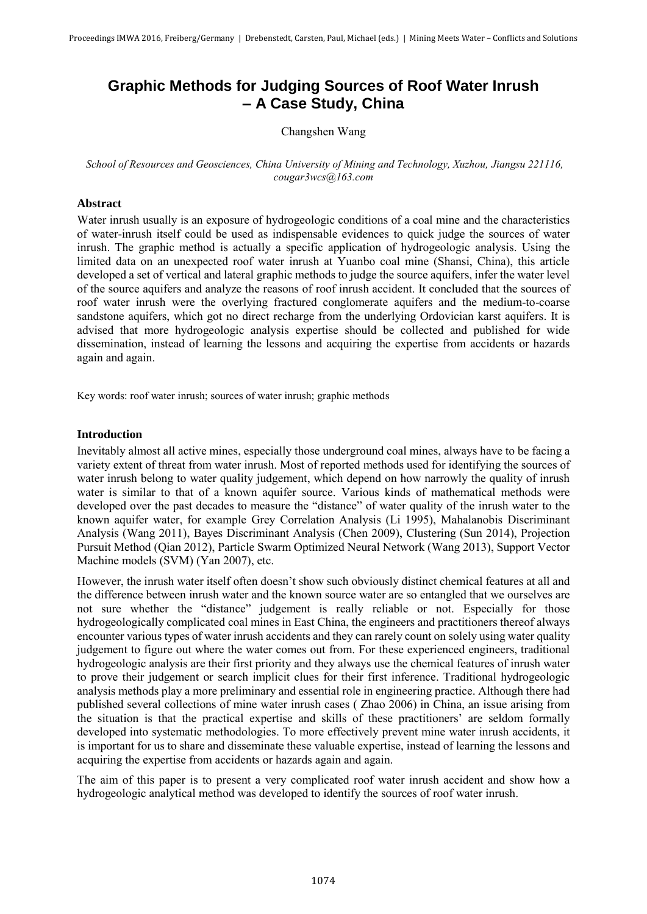# Graphic Methods for Judging Sources of Roof Water Inrush – A Case Study, China

Changshen Wang

*School of Resources and Geosciences, China University of Mining and Technology, Xuzhou, Jiangsu 221116, cougar3wcs@163.com*

### Abstract

Water inrush usually is an exposure of hydrogeologic conditions of a coal mine and the characteristics of water-inrush itself could be used as indispensable evidences to quick judge the sources of water inrush. The graphic method is actually a specific application of hydrogeologic analysis. Using the limited data on an unexpected roof water inrush at Yuanbo coal mine (Shansi, China), this article developed a set of vertical and lateral graphic methods to judge the source aquifers, infer the water level of the source aquifers and analyze the reasons of roof inrush accident. It concluded that the sources of roof water inrush were the overlying fractured conglomerate aquifers and the medium-to-coarse sandstone aquifers, which got no direct recharge from the underlying Ordovician karst aquifers. It is advised that more hydrogeologic analysis expertise should be collected and published for wide dissemination, instead of learning the lessons and acquiring the expertise from accidents or hazards again and again.

Key words: roof water inrush; sources of water inrush; graphic methods

### Introduction

Inevitably almost all active mines, especially those underground coal mines, always have to be facing a variety extent of threat from water inrush. Most of reported methods used for identifying the sources of water inrush belong to water quality judgement, which depend on how narrowly the quality of inrush water is similar to that of a known aquifer source. Various kinds of mathematical methods were developed over the past decades to measure the "distance" of water quality of the inrush water to the known aquifer water, for example Grey Correlation Analysis (Li 1995), Mahalanobis Discriminant Analysis (Wang 2011), Bayes Discriminant Analysis (Chen 2009), Clustering (Sun 2014), Projection Pursuit Method (Qian 2012), Particle Swarm Optimized Neural Network (Wang 2013), Support Vector Machine models (SVM) (Yan 2007), etc.

However, the inrush water itself often doesn't show such obviously distinct chemical features at all and the difference between inrush water and the known source water are so entangled that we ourselves are not sure whether the "distance" judgement is really reliable or not. Especially for those hydrogeologically complicated coal mines in East China, the engineers and practitioners thereof always encounter various types of water inrush accidents and they can rarely count on solely using water quality judgement to figure out where the water comes out from. For these experienced engineers, traditional hydrogeologic analysis are their first priority and they always use the chemical features of inrush water to prove their judgement or search implicit clues for their first inference. Traditional hydrogeologic analysis methods play a more preliminary and essential role in engineering practice. Although there had published several collections of mine water inrush cases ( Zhao 2006) in China, an issue arising from the situation is that the practical expertise and skills of these practitioners' are seldom formally developed into systematic methodologies. To more effectively prevent mine water inrush accidents, it is important for us to share and disseminate these valuable expertise, instead of learning the lessons and acquiring the expertise from accidents or hazards again and again.

The aim of this paper is to present a very complicated roof water inrush accident and show how a hydrogeologic analytical method was developed to identify the sources of roof water inrush.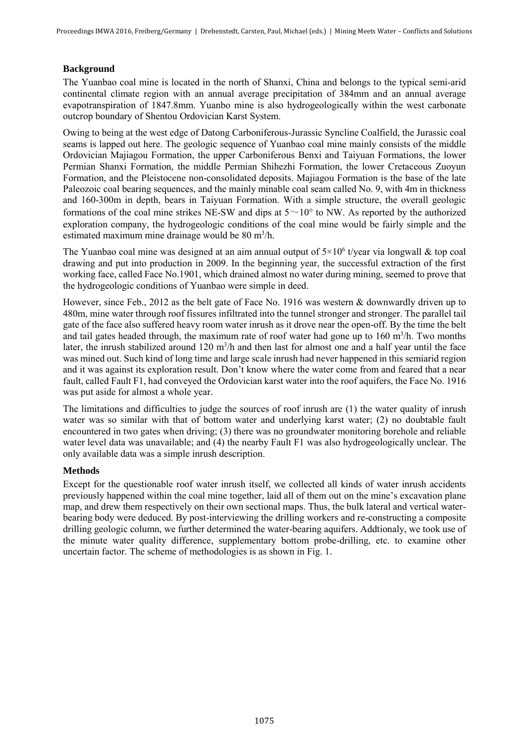## Background

The Yuanbao coal mine is located in the north of Shanxi, China and belongs to the typical semi-arid continental climate region with an annual average precipitation of 384mm and an annual average evapotranspiration of 1847.8mm. Yuanbo mine is also hydrogeologically within the west carbonate outcrop boundary of Shentou Ordovician Karst System.

Owing to being at the west edge of Datong Carboniferous-Jurassic Syncline Coalfield, the Jurassic coal seams is lapped out here. The geologic sequence of Yuanbao coal mine mainly consists of the middle Ordovician Majiagou Formation, the upper Carboniferous Benxi and Taiyuan Formations, the lower Permian Shanxi Formation, the middle Permian Shihezhi Formation, the lower Cretaceous Zuoyun Formation, and the Pleistocene non-consolidated deposits. Majiagou Formation is the base of the late Paleozoic coal bearing sequences, and the mainly minable coal seam called No. 9, with 4m in thickness and 160-300m in depth, bears in Taiyuan Formation. With a simple structure, the overall geologic formations of the coal mine strikes NE-SW and dips at $5\sim10°$ to NW. As reported by the authorized exploration company, the hydrogeologic conditions of the coal mine would be fairly simple and the estimated maximum mine drainage would be 80 $m^3/h$.

The Yuanbao coal mine was designed at an aim annual output of $5\times10^6$ t/year via longwall & top coal drawing and put into production in 2009. In the beginning year, the successful extraction of the first working face, called Face No.1901, which drained almost no water during mining, seemed to prove that the hydrogeologic conditions of Yuanbao were simple in deed.

However, since Feb., 2012 as the belt gate of Face No. 1916 was western & downwardly driven up to 480m, mine water through roof fissures infiltrated into the tunnel stronger and stronger. The parallel tail gate of the face also suffered heavy room water inrush as it drove near the open-off. By the time the belt and tail gates headed through, the maximum rate of roof water had gone up to 160 $m^3/h$. Two months later, the inrush stabilized around 120 $m^3/h$ and then last for almost one and a half year until the face was mined out. Such kind of long time and large scale inrush had never happened in this semiarid region and it was against its exploration result. Don't know where the water come from and feared that a near fault, called Fault F1, had conveyed the Ordovician karst water into the roof aquifers, the Face No. 1916 was put aside for almost a whole year.

The limitations and difficulties to judge the sources of roof inrush are (1) the water quality of inrush water was so similar with that of bottom water and underlying karst water; (2) no doubtable fault encountered in two gates when driving; (3) there was no groundwater monitoring borehole and reliable water level data was unavailable; and (4) the nearby Fault F1 was also hydrogeologically unclear. The only available data was a simple inrush description.

## Methods

Except for the questionable roof water inrush itself, we collected all kinds of water inrush accidents previously happened within the coal mine together, laid all of them out on the mine's excavation plane map, and drew them respectively on their own sectional maps. Thus, the bulk lateral and vertical water-bearing body were deduced. By post-interviewing the drilling workers and re-constructing a composite drilling geologic column, we further determined the water-bearing aquifers. Addtionaly, we took use of the minute water quality difference, supplementary bottom probe-drilling, etc. to examine other uncertain factor. The scheme of methodologies is as shown in Fig. 1.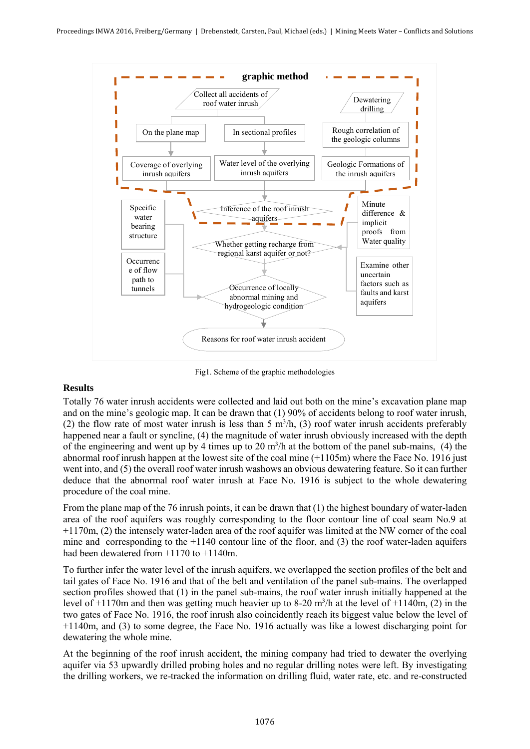graphic method

Collect all accidents of roof water inrush

On the plane map

In sectional profiles

Coverage of overlying inrush aquifers

Water level of the overlying inrush aquifers

Dewatering drilling

Rough correlation of the geologic columns

Geologic Formations of the inrush aquifers

Inference of the roof inrush aquifers

Specific water bearing structure

Whether getting recharge from regional karst aquifer or not?

Minute difference & implicit proofs from Water quality

Occurrence of flow path to tunnels

Occurrence of locally abnormal mining and hydrogeologic condition

Examine other uncertain factors such as faults and karst aquifers

Reasons for roof water inrush accident

Fig1. Scheme of the graphic methodologies

## Results

Totally 76 water inrush accidents were collected and laid out both on the mine's excavation plane map and on the mine's geologic map. It can be drawn that (1) 90% of accidents belong to roof water inrush, (2) the flow rate of most water inrush is less than 5 $m^3/h$, (3) roof water inrush accidents preferably happened near a fault or syncline, (4) the magnitude of water inrush obviously increased with the depth of the engineering and went up by 4 times up to 20 $m^3/h$ at the bottom of the panel sub-mains, (4) the abnormal roof inrush happen at the lowest site of the coal mine (+1105m) where the Face No. 1916 just went into, and (5) the overall roof water inrush washows an obvious dewatering feature. So it can further deduce that the abnormal roof water inrush at Face No. 1916 is subject to the whole dewatering procedure of the coal mine.

From the plane map of the 76 inrush points, it can be drawn that (1) the highest boundary of water-laden area of the roof aquifers was roughly corresponding to the floor contour line of coal seam No.9 at +1170m, (2) the intensely water-laden area of the roof aquifer was limited at the NW corner of the coal mine and corresponding to the +1140 contour line of the floor, and (3) the roof water-laden aquifers had been dewatered from +1170 to +1140m.

To further infer the water level of the inrush aquifers, we overlapped the section profiles of the belt and tail gates of Face No. 1916 and that of the belt and ventilation of the panel sub-mains. The overlapped section profiles showed that (1) in the panel sub-mains, the roof water inrush initially happened at the level of +1170m and then was getting much heavier up to 8-20 $m^3/h$ at the level of +1140m, (2) in the two gates of Face No. 1916, the roof inrush also coincidently reach its biggest value below the level of +1140m, and (3) to some degree, the Face No. 1916 actually was like a lowest discharging point for dewatering the whole mine.

At the beginning of the roof inrush accident, the mining company had tried to dewater the overlying aquifer via 53 upwardly drilled probing holes and no regular drilling notes were left. By investigating the drilling workers, we re-tracked the information on drilling fluid, water rate, etc. and re-constructed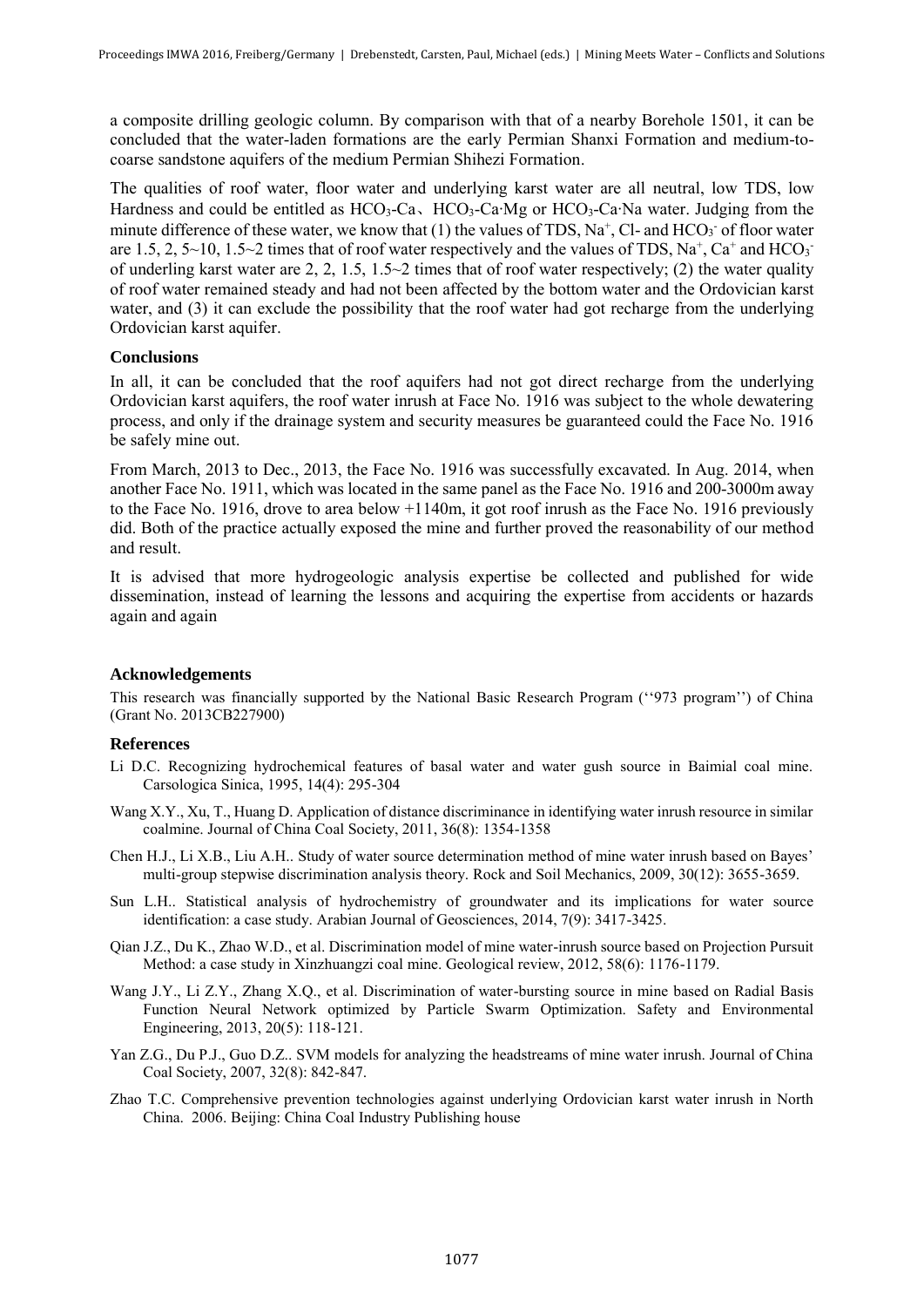a composite drilling geologic column. By comparison with that of a nearby Borehole 1501, it can be concluded that the water-laden formations are the early Permian Shanxi Formation and medium-to-coarse sandstone aquifers of the medium Permian Shihezi Formation.

The qualities of roof water, floor water and underlying karst water are all neutral, low TDS, low Hardness and could be entitled as $HCO_3$-Ca、$HCO_3$-Ca·Mg or $HCO_3$-Ca·Na water. Judging from the minute difference of these water, we know that (1) the values of TDS, $Na^+$, Cl- and $HCO_3^-$ of floor water are 1.5, 2, 5~10, 1.5~2 times that of roof water respectively and the values of TDS, $Na^+$, $Ca^+$ and $HCO_3^-$ of underling karst water are 2, 2, 1.5, 1.5~2 times that of roof water respectively; (2) the water quality of roof water remained steady and had not been affected by the bottom water and the Ordovician karst water, and (3) it can exclude the possibility that the roof water had got recharge from the underlying Ordovician karst aquifer.

### Conclusions

In all, it can be concluded that the roof aquifers had not got direct recharge from the underlying Ordovician karst aquifers, the roof water inrush at Face No. 1916 was subject to the whole dewatering process, and only if the drainage system and security measures be guaranteed could the Face No. 1916 be safely mine out.

From March, 2013 to Dec., 2013, the Face No. 1916 was successfully excavated. In Aug. 2014, when another Face No. 1911, which was located in the same panel as the Face No. 1916 and 200-3000m away to the Face No. 1916, drove to area below +1140m, it got roof inrush as the Face No. 1916 previously did. Both of the practice actually exposed the mine and further proved the reasonability of our method and result.

It is advised that more hydrogeologic analysis expertise be collected and published for wide dissemination, instead of learning the lessons and acquiring the expertise from accidents or hazards again and again

### Acknowledgements

This research was financially supported by the National Basic Research Program (''973 program'') of China (Grant No. 2013CB227900)

### References

Li D.C. Recognizing hydrochemical features of basal water and water gush source in Baimial coal mine. Carsologica Sinica, 1995, 14(4): 295-304

Wang X.Y., Xu, T., Huang D. Application of distance discriminance in identifying water inrush resource in similar coalmine. Journal of China Coal Society, 2011, 36(8): 1354-1358

Chen H.J., Li X.B., Liu A.H.. Study of water source determination method of mine water inrush based on Bayes' multi-group stepwise discrimination analysis theory. Rock and Soil Mechanics, 2009, 30(12): 3655-3659.

Sun L.H.. Statistical analysis of hydrochemistry of groundwater and its implications for water source identification: a case study. Arabian Journal of Geosciences, 2014, 7(9): 3417-3425.

Qian J.Z., Du K., Zhao W.D., et al. Discrimination model of mine water-inrush source based on Projection Pursuit Method: a case study in Xinzhuangzi coal mine. Geological review, 2012, 58(6): 1176-1179.

Wang J.Y., Li Z.Y., Zhang X.Q., et al. Discrimination of water-bursting source in mine based on Radial Basis Function Neural Network optimized by Particle Swarm Optimization. Safety and Environmental Engineering, 2013, 20(5): 118-121.

Yan Z.G., Du P.J., Guo D.Z.. SVM models for analyzing the headstreams of mine water inrush. Journal of China Coal Society, 2007, 32(8): 842-847.

Zhao T.C. Comprehensive prevention technologies against underlying Ordovician karst water inrush in North China. 2006. Beijing: China Coal Industry Publishing house